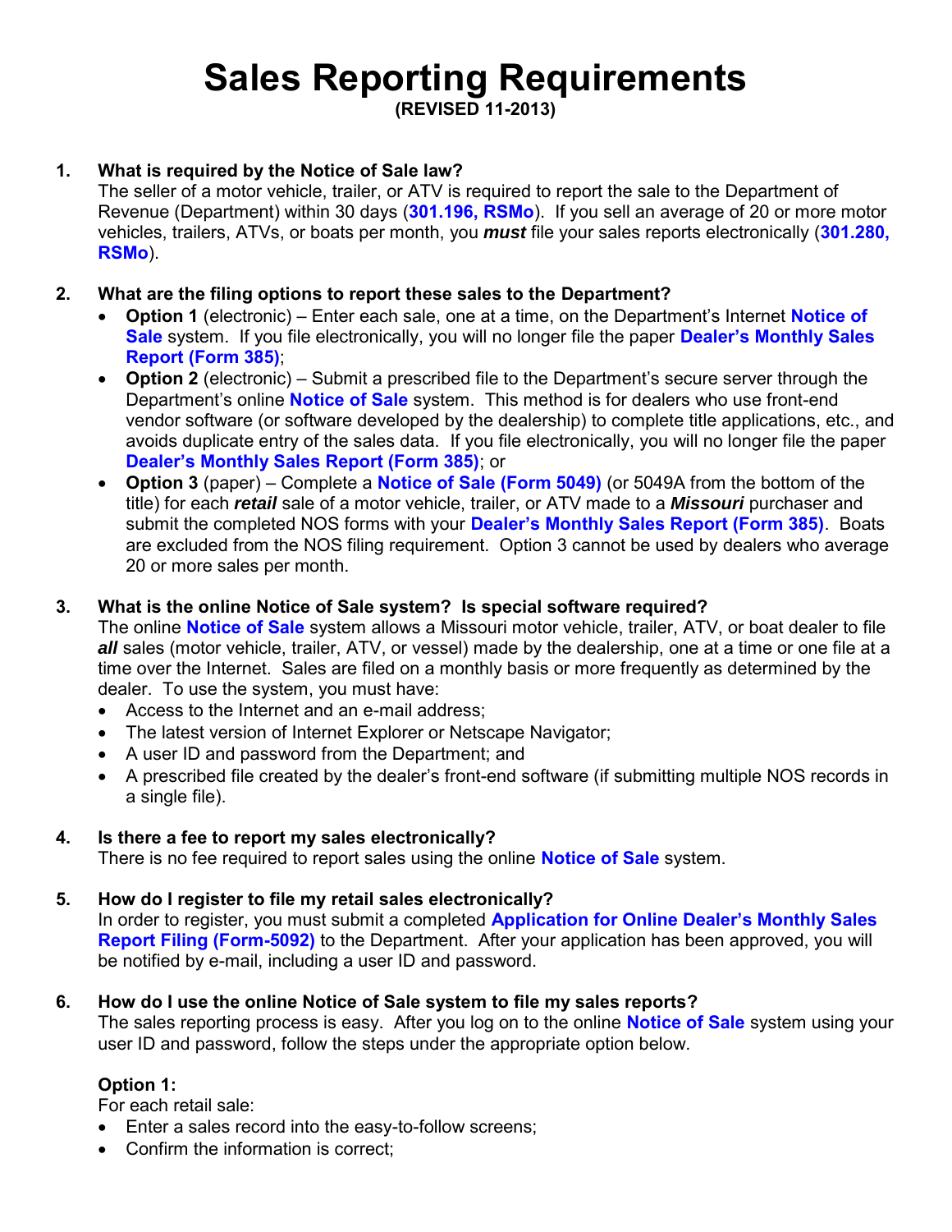# Sales Reporting Requirements

**(REVISED 11-2013)**

1. **What is required by the Notice of Sale law?**

   The seller of a motor vehicle, trailer, or ATV is required to report the sale to the Department of Revenue (Department) within 30 days (**301.196, RSMo**). If you sell an average of 20 or more motor vehicles, trailers, ATVs, or boats per month, you ***must*** file your sales reports electronically (**301.280, RSMo**).

2. **What are the filing options to report these sales to the Department?**

   - **Option 1** (electronic) – Enter each sale, one at a time, on the Department's Internet **Notice of Sale** system. If you file electronically, you will no longer file the paper **Dealer's Monthly Sales Report (Form 385)**;
   - **Option 2** (electronic) – Submit a prescribed file to the Department's secure server through the Department's online **Notice of Sale** system. This method is for dealers who use front-end vendor software (or software developed by the dealership) to complete title applications, etc., and avoids duplicate entry of the sales data. If you file electronically, you will no longer file the paper **Dealer's Monthly Sales Report (Form 385)**; or
   - **Option 3** (paper) – Complete a **Notice of Sale (Form 5049)** (or 5049A from the bottom of the title) for each ***retail*** sale of a motor vehicle, trailer, or ATV made to a ***Missouri*** purchaser and submit the completed NOS forms with your **Dealer's Monthly Sales Report (Form 385)**. Boats are excluded from the NOS filing requirement. Option 3 cannot be used by dealers who average 20 or more sales per month.

3. **What is the online Notice of Sale system? Is special software required?**

   The online **Notice of Sale** system allows a Missouri motor vehicle, trailer, ATV, or boat dealer to file ***all*** sales (motor vehicle, trailer, ATV, or vessel) made by the dealership, one at a time or one file at a time over the Internet. Sales are filed on a monthly basis or more frequently as determined by the dealer. To use the system, you must have:

   - Access to the Internet and an e-mail address;
   - The latest version of Internet Explorer or Netscape Navigator;
   - A user ID and password from the Department; and
   - A prescribed file created by the dealer's front-end software (if submitting multiple NOS records in a single file).

4. **Is there a fee to report my sales electronically?**

   There is no fee required to report sales using the online **Notice of Sale** system.

5. **How do I register to file my retail sales electronically?**

   In order to register, you must submit a completed **Application for Online Dealer's Monthly Sales Report Filing (Form-5092)** to the Department. After your application has been approved, you will be notified by e-mail, including a user ID and password.

6. **How do I use the online Notice of Sale system to file my sales reports?**

   The sales reporting process is easy. After you log on to the online **Notice of Sale** system using your user ID and password, follow the steps under the appropriate option below.

   **Option 1:**

   For each retail sale:

   - Enter a sales record into the easy-to-follow screens;
   - Confirm the information is correct;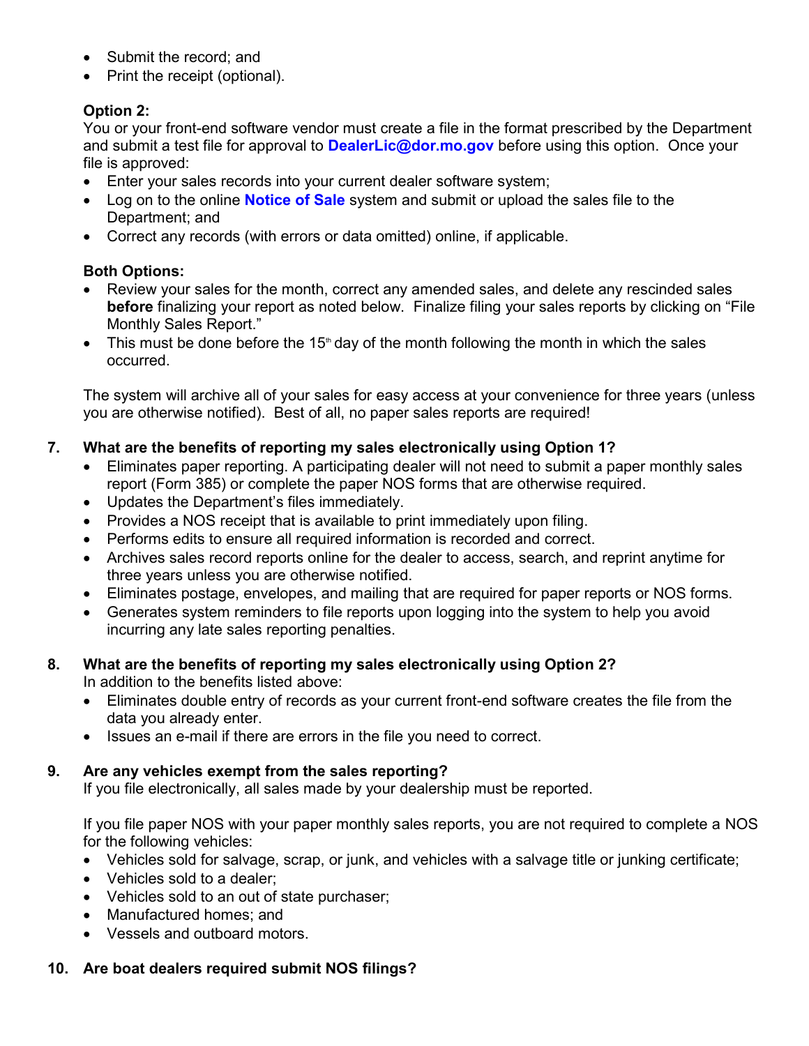- Submit the record; and
- Print the receipt (optional).

**Option 2:**
You or your front-end software vendor must create a file in the format prescribed by the Department and submit a test file for approval to **DealerLic@dor.mo.gov** before using this option. Once your file is approved:

- Enter your sales records into your current dealer software system;
- Log on to the online **Notice of Sale** system and submit or upload the sales file to the Department; and
- Correct any records (with errors or data omitted) online, if applicable.

**Both Options:**

- Review your sales for the month, correct any amended sales, and delete any rescinded sales **before** finalizing your report as noted below. Finalize filing your sales reports by clicking on "File Monthly Sales Report."
- This must be done before the 15th day of the month following the month in which the sales occurred.

The system will archive all of your sales for easy access at your convenience for three years (unless you are otherwise notified). Best of all, no paper sales reports are required!

**7. What are the benefits of reporting my sales electronically using Option 1?**

- Eliminates paper reporting. A participating dealer will not need to submit a paper monthly sales report (Form 385) or complete the paper NOS forms that are otherwise required.
- Updates the Department's files immediately.
- Provides a NOS receipt that is available to print immediately upon filing.
- Performs edits to ensure all required information is recorded and correct.
- Archives sales record reports online for the dealer to access, search, and reprint anytime for three years unless you are otherwise notified.
- Eliminates postage, envelopes, and mailing that are required for paper reports or NOS forms.
- Generates system reminders to file reports upon logging into the system to help you avoid incurring any late sales reporting penalties.

**8. What are the benefits of reporting my sales electronically using Option 2?**

In addition to the benefits listed above:

- Eliminates double entry of records as your current front-end software creates the file from the data you already enter.
- Issues an e-mail if there are errors in the file you need to correct.

**9. Are any vehicles exempt from the sales reporting?**

If you file electronically, all sales made by your dealership must be reported.

If you file paper NOS with your paper monthly sales reports, you are not required to complete a NOS for the following vehicles:

- Vehicles sold for salvage, scrap, or junk, and vehicles with a salvage title or junking certificate;
- Vehicles sold to a dealer;
- Vehicles sold to an out of state purchaser;
- Manufactured homes; and
- Vessels and outboard motors.

**10. Are boat dealers required submit NOS filings?**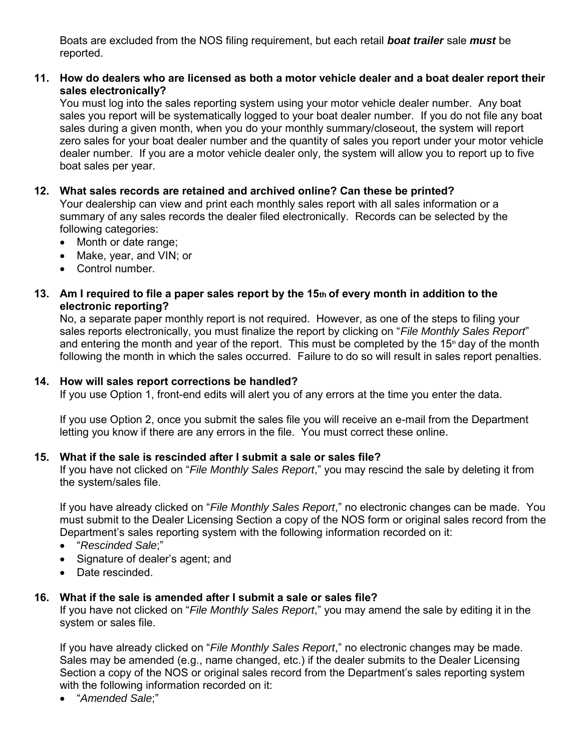Boats are excluded from the NOS filing requirement, but each retail ***boat trailer*** sale ***must*** be reported.

**11. How do dealers who are licensed as both a motor vehicle dealer and a boat dealer report their sales electronically?**

You must log into the sales reporting system using your motor vehicle dealer number. Any boat sales you report will be systematically logged to your boat dealer number. If you do not file any boat sales during a given month, when you do your monthly summary/closeout, the system will report zero sales for your boat dealer number and the quantity of sales you report under your motor vehicle dealer number. If you are a motor vehicle dealer only, the system will allow you to report up to five boat sales per year.

**12. What sales records are retained and archived online? Can these be printed?**

Your dealership can view and print each monthly sales report with all sales information or a summary of any sales records the dealer filed electronically. Records can be selected by the following categories:

- Month or date range;
- Make, year, and VIN; or
- Control number.

**13. Am I required to file a paper sales report by the 15th of every month in addition to the electronic reporting?**

No, a separate paper monthly report is not required. However, as one of the steps to filing your sales reports electronically, you must finalize the report by clicking on "*File Monthly Sales Report*" and entering the month and year of the report. This must be completed by the 15th day of the month following the month in which the sales occurred. Failure to do so will result in sales report penalties.

**14. How will sales report corrections be handled?**

If you use Option 1, front-end edits will alert you of any errors at the time you enter the data.

If you use Option 2, once you submit the sales file you will receive an e-mail from the Department letting you know if there are any errors in the file. You must correct these online.

**15. What if the sale is rescinded after I submit a sale or sales file?**

If you have not clicked on "*File Monthly Sales Report*," you may rescind the sale by deleting it from the system/sales file.

If you have already clicked on "*File Monthly Sales Report*," no electronic changes can be made. You must submit to the Dealer Licensing Section a copy of the NOS form or original sales record from the Department's sales reporting system with the following information recorded on it:

- "*Rescinded Sale*;"
- Signature of dealer's agent; and
- Date rescinded.

**16. What if the sale is amended after I submit a sale or sales file?**

If you have not clicked on "*File Monthly Sales Report*," you may amend the sale by editing it in the system or sales file.

If you have already clicked on "*File Monthly Sales Report*," no electronic changes may be made. Sales may be amended (e.g., name changed, etc.) if the dealer submits to the Dealer Licensing Section a copy of the NOS or original sales record from the Department's sales reporting system with the following information recorded on it:

- "*Amended Sale*;"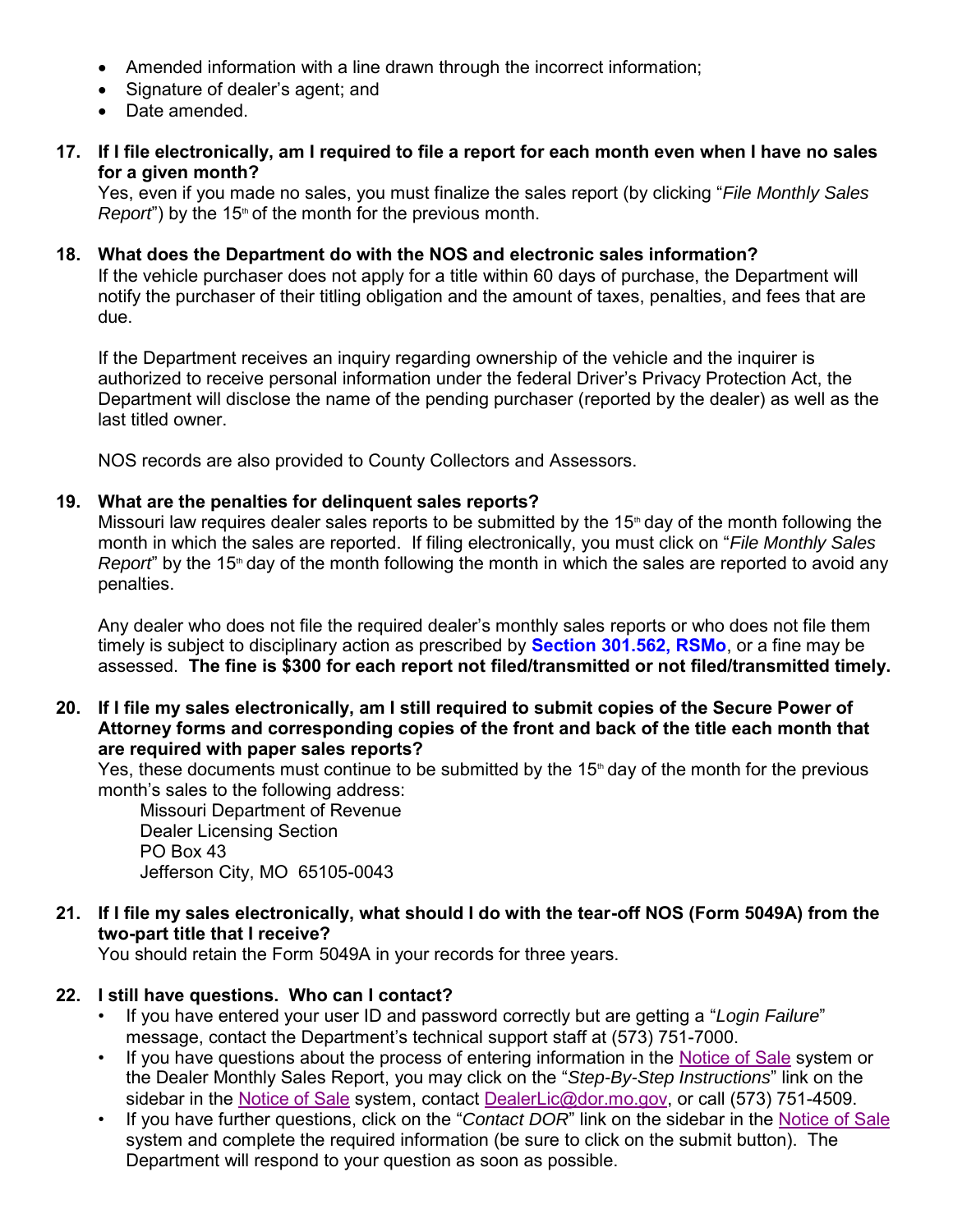- Amended information with a line drawn through the incorrect information;
- Signature of dealer's agent; and
- Date amended.

**17. If I file electronically, am I required to file a report for each month even when I have no sales for a given month?**

Yes, even if you made no sales, you must finalize the sales report (by clicking "*File Monthly Sales Report*") by the 15th of the month for the previous month.

**18. What does the Department do with the NOS and electronic sales information?**

If the vehicle purchaser does not apply for a title within 60 days of purchase, the Department will notify the purchaser of their titling obligation and the amount of taxes, penalties, and fees that are due.

If the Department receives an inquiry regarding ownership of the vehicle and the inquirer is authorized to receive personal information under the federal Driver's Privacy Protection Act, the Department will disclose the name of the pending purchaser (reported by the dealer) as well as the last titled owner.

NOS records are also provided to County Collectors and Assessors.

**19. What are the penalties for delinquent sales reports?**

Missouri law requires dealer sales reports to be submitted by the 15th day of the month following the month in which the sales are reported. If filing electronically, you must click on "*File Monthly Sales Report*" by the 15th day of the month following the month in which the sales are reported to avoid any penalties.

Any dealer who does not file the required dealer's monthly sales reports or who does not file them timely is subject to disciplinary action as prescribed by **Section 301.562, RSMo**, or a fine may be assessed. **The fine is $300 for each report not filed/transmitted or not filed/transmitted timely.**

**20. If I file my sales electronically, am I still required to submit copies of the Secure Power of Attorney forms and corresponding copies of the front and back of the title each month that are required with paper sales reports?**

Yes, these documents must continue to be submitted by the 15th day of the month for the previous month's sales to the following address:

Missouri Department of Revenue
Dealer Licensing Section
PO Box 43
Jefferson City, MO 65105-0043

**21. If I file my sales electronically, what should I do with the tear-off NOS (Form 5049A) from the two-part title that I receive?**

You should retain the Form 5049A in your records for three years.

**22. I still have questions. Who can I contact?**

- If you have entered your user ID and password correctly but are getting a "*Login Failure*" message, contact the Department's technical support staff at (573) 751-7000.
- If you have questions about the process of entering information in the Notice of Sale system or the Dealer Monthly Sales Report, you may click on the "*Step-By-Step Instructions*" link on the sidebar in the Notice of Sale system, contact DealerLic@dor.mo.gov, or call (573) 751-4509.
- If you have further questions, click on the "*Contact DOR*" link on the sidebar in the Notice of Sale system and complete the required information (be sure to click on the submit button). The Department will respond to your question as soon as possible.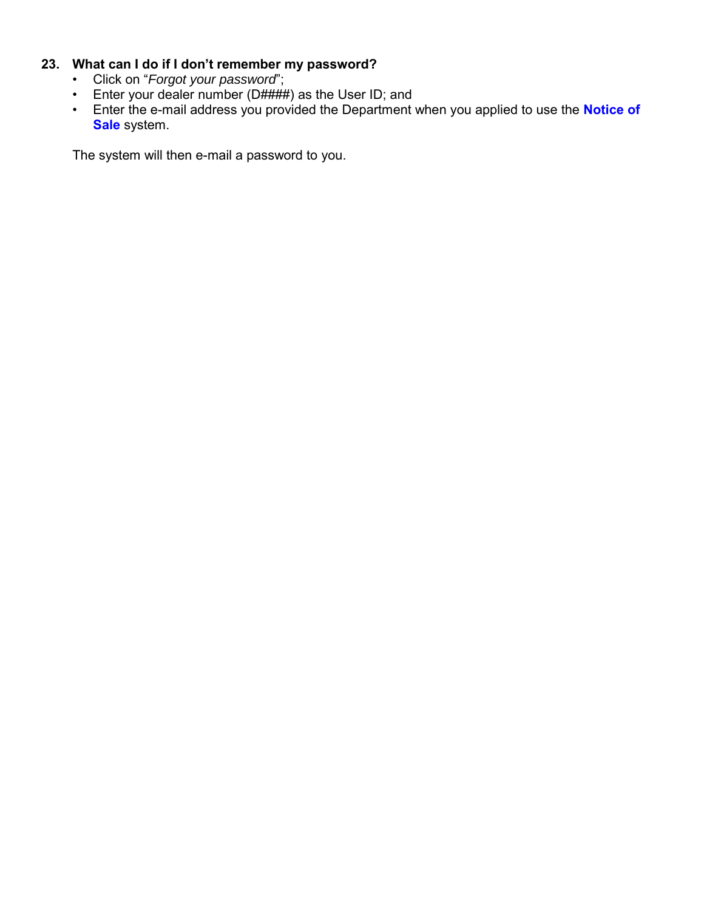**23. What can I do if I don't remember my password?**

- Click on "*Forgot your password*";
- Enter your dealer number (D####) as the User ID; and
- Enter the e-mail address you provided the Department when you applied to use the **Notice of Sale** system.

The system will then e-mail a password to you.